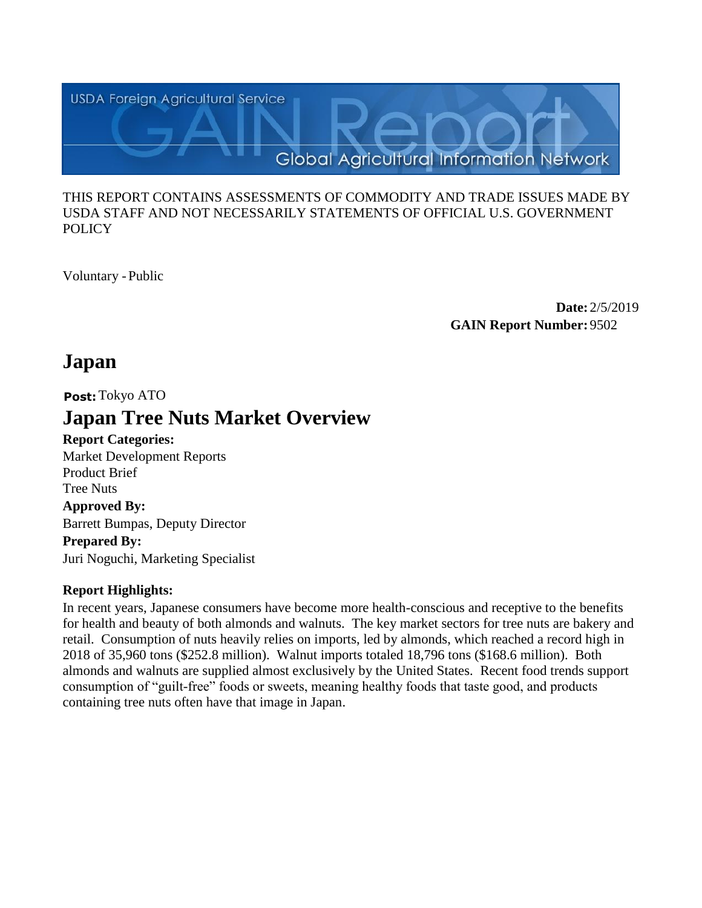USDA Foreign Agricultural Service

GAIN Report

Global Agricultural Information Network

THIS REPORT CONTAINS ASSESSMENTS OF COMMODITY AND TRADE ISSUES MADE BY USDA STAFF AND NOT NECESSARILY STATEMENTS OF OFFICIAL U.S. GOVERNMENT POLICY

Voluntary - Public

**Date:** 2/5/2019

**GAIN Report Number:** 9502

# Japan

**Post:** Tokyo ATO

# Japan Tree Nuts Market Overview

**Report Categories:**

Market Development Reports

Product Brief

Tree Nuts

**Approved By:**

Barrett Bumpas, Deputy Director

**Prepared By:**

Juri Noguchi, Marketing Specialist

**Report Highlights:**

In recent years, Japanese consumers have become more health-conscious and receptive to the benefits for health and beauty of both almonds and walnuts. The key market sectors for tree nuts are bakery and retail. Consumption of nuts heavily relies on imports, led by almonds, which reached a record high in 2018 of 35,960 tons ($252.8 million). Walnut imports totaled 18,796 tons ($168.6 million). Both almonds and walnuts are supplied almost exclusively by the United States. Recent food trends support consumption of "guilt-free" foods or sweets, meaning healthy foods that taste good, and products containing tree nuts often have that image in Japan.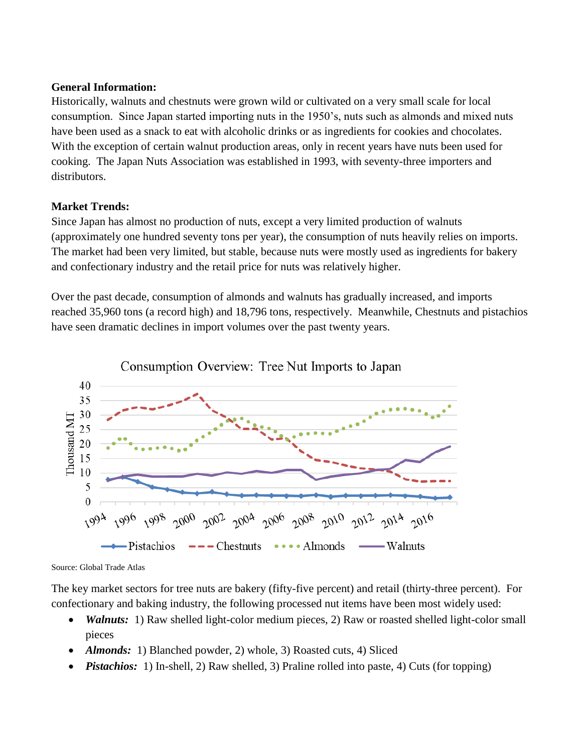**General Information:**
Historically, walnuts and chestnuts were grown wild or cultivated on a very small scale for local consumption. Since Japan started importing nuts in the 1950's, nuts such as almonds and mixed nuts have been used as a snack to eat with alcoholic drinks or as ingredients for cookies and chocolates. With the exception of certain walnut production areas, only in recent years have nuts been used for cooking. The Japan Nuts Association was established in 1993, with seventy-three importers and distributors.

**Market Trends:**
Since Japan has almost no production of nuts, except a very limited production of walnuts (approximately one hundred seventy tons per year), the consumption of nuts heavily relies on imports. The market had been very limited, but stable, because nuts were mostly used as ingredients for bakery and confectionary industry and the retail price for nuts was relatively higher.

Over the past decade, consumption of almonds and walnuts has gradually increased, and imports reached 35,960 tons (a record high) and 18,796 tons, respectively. Meanwhile, Chestnuts and pistachios have seen dramatic declines in import volumes over the past twenty years.

Consumption Overview: Tree Nut Imports to Japan

Source: Global Trade Atlas

The key market sectors for tree nuts are bakery (fifty-five percent) and retail (thirty-three percent). For confectionary and baking industry, the following processed nut items have been most widely used:

- ***Walnuts:*** 1) Raw shelled light-color medium pieces, 2) Raw or roasted shelled light-color small pieces
- ***Almonds:*** 1) Blanched powder, 2) whole, 3) Roasted cuts, 4) Sliced
- ***Pistachios:*** 1) In-shell, 2) Raw shelled, 3) Praline rolled into paste, 4) Cuts (for topping)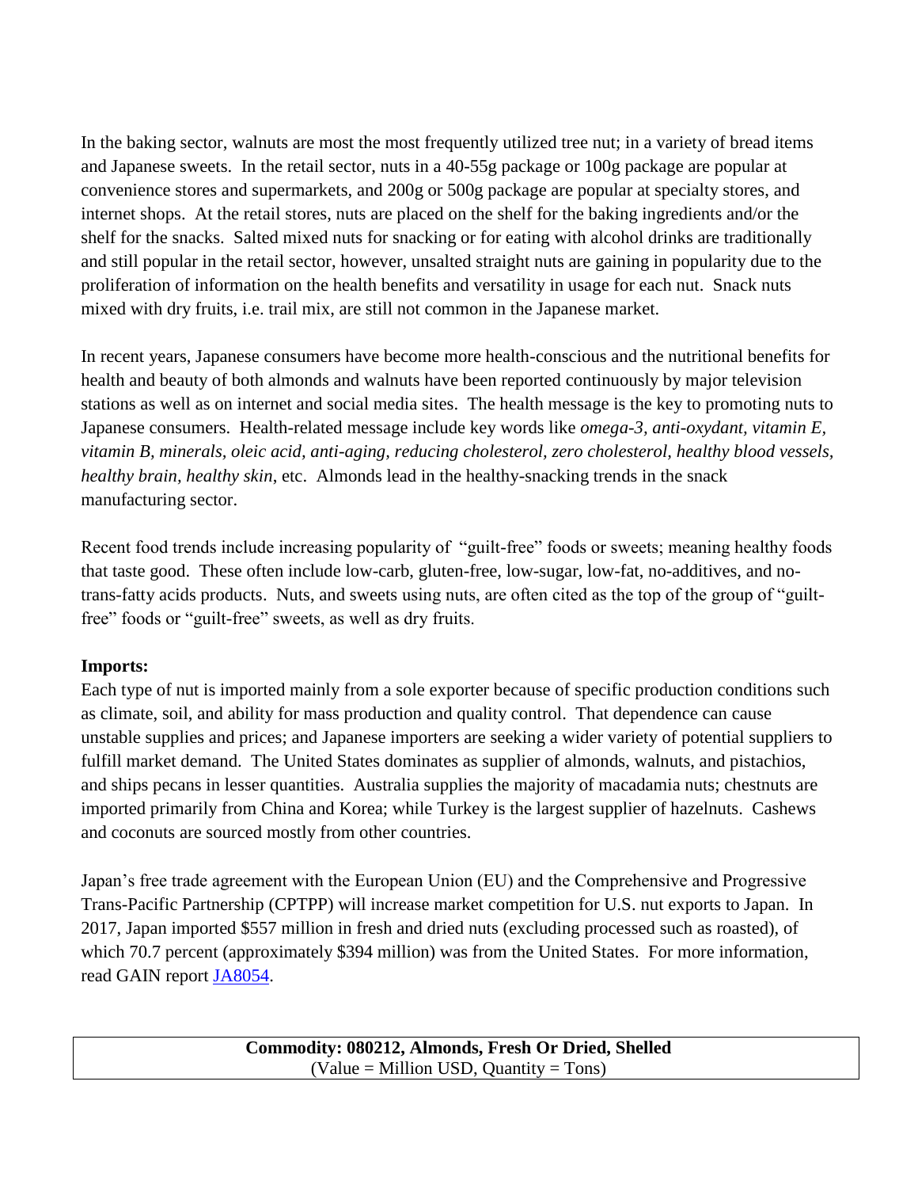In the baking sector, walnuts are most the most frequently utilized tree nut; in a variety of bread items and Japanese sweets. In the retail sector, nuts in a 40-55g package or 100g package are popular at convenience stores and supermarkets, and 200g or 500g package are popular at specialty stores, and internet shops. At the retail stores, nuts are placed on the shelf for the baking ingredients and/or the shelf for the snacks. Salted mixed nuts for snacking or for eating with alcohol drinks are traditionally and still popular in the retail sector, however, unsalted straight nuts are gaining in popularity due to the proliferation of information on the health benefits and versatility in usage for each nut. Snack nuts mixed with dry fruits, i.e. trail mix, are still not common in the Japanese market.

In recent years, Japanese consumers have become more health-conscious and the nutritional benefits for health and beauty of both almonds and walnuts have been reported continuously by major television stations as well as on internet and social media sites. The health message is the key to promoting nuts to Japanese consumers. Health-related message include key words like *omega-3, anti-oxydant, vitamin E, vitamin B, minerals, oleic acid, anti-aging, reducing cholesterol, zero cholesterol, healthy blood vessels, healthy brain, healthy skin*, etc. Almonds lead in the healthy-snacking trends in the snack manufacturing sector.

Recent food trends include increasing popularity of "guilt-free" foods or sweets; meaning healthy foods that taste good. These often include low-carb, gluten-free, low-sugar, low-fat, no-additives, and no-trans-fatty acids products. Nuts, and sweets using nuts, are often cited as the top of the group of "guilt-free" foods or "guilt-free" sweets, as well as dry fruits.

**Imports:**

Each type of nut is imported mainly from a sole exporter because of specific production conditions such as climate, soil, and ability for mass production and quality control. That dependence can cause unstable supplies and prices; and Japanese importers are seeking a wider variety of potential suppliers to fulfill market demand. The United States dominates as supplier of almonds, walnuts, and pistachios, and ships pecans in lesser quantities. Australia supplies the majority of macadamia nuts; chestnuts are imported primarily from China and Korea; while Turkey is the largest supplier of hazelnuts. Cashews and coconuts are sourced mostly from other countries.

Japan's free trade agreement with the European Union (EU) and the Comprehensive and Progressive Trans-Pacific Partnership (CPTPP) will increase market competition for U.S. nut exports to Japan. In 2017, Japan imported $557 million in fresh and dried nuts (excluding processed such as roasted), of which 70.7 percent (approximately $394 million) was from the United States. For more information, read GAIN report JA8054.

| **Commodity: 080212, Almonds, Fresh Or Dried, Shelled**<br>(Value = Million USD, Quantity = Tons) |
|---|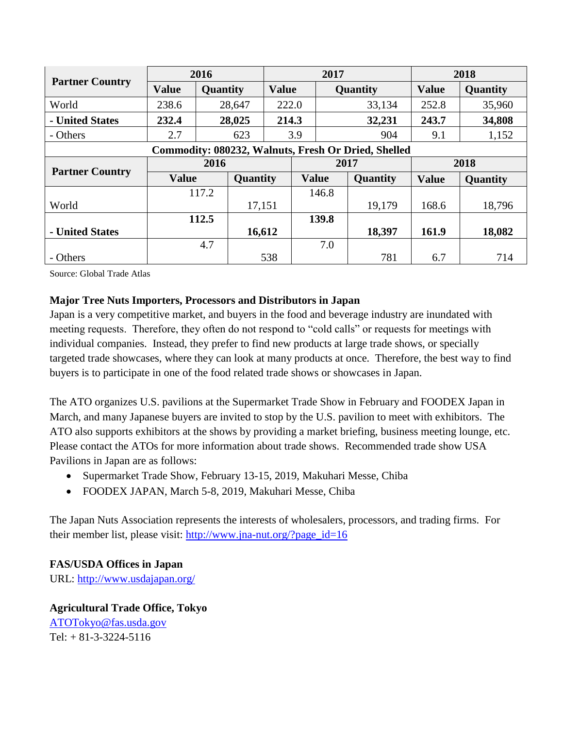| Partner Country | 2016 | | 2017 | | 2018 | |
|---|---|---|---|---|---|---|
| | Value | Quantity | Value | Quantity | Value | Quantity |
| World | 238.6 | 28,647 | 222.0 | 33,134 | 252.8 | 35,960 |
| **- United States** | **232.4** | **28,025** | **214.3** | **32,231** | **243.7** | **34,808** |
| - Others | 2.7 | 623 | 3.9 | 904 | 9.1 | 1,152 |

| Commodity: 080232, Walnuts, Fresh Or Dried, Shelled | | | | | | |
|---|---|---|---|---|---|---|
| **Partner Country** | **2016** | | **2017** | | **2018** | |
| | **Value** | **Quantity** | **Value** | **Quantity** | **Value** | **Quantity** |
| World | 117.2 | 17,151 | 146.8 | 19,179 | 168.6 | 18,796 |
| **- United States** | **112.5** | **16,612** | **139.8** | **18,397** | **161.9** | **18,082** |
| - Others | 4.7 | 538 | 7.0 | 781 | 6.7 | 714 |

Source: Global Trade Atlas

**Major Tree Nuts Importers, Processors and Distributors in Japan**

Japan is a very competitive market, and buyers in the food and beverage industry are inundated with meeting requests. Therefore, they often do not respond to "cold calls" or requests for meetings with individual companies. Instead, they prefer to find new products at large trade shows, or specially targeted trade showcases, where they can look at many products at once. Therefore, the best way to find buyers is to participate in one of the food related trade shows or showcases in Japan.

The ATO organizes U.S. pavilions at the Supermarket Trade Show in February and FOODEX Japan in March, and many Japanese buyers are invited to stop by the U.S. pavilion to meet with exhibitors. The ATO also supports exhibitors at the shows by providing a market briefing, business meeting lounge, etc. Please contact the ATOs for more information about trade shows. Recommended trade show USA Pavilions in Japan are as follows:

- Supermarket Trade Show, February 13-15, 2019, Makuhari Messe, Chiba
- FOODEX JAPAN, March 5-8, 2019, Makuhari Messe, Chiba

The Japan Nuts Association represents the interests of wholesalers, processors, and trading firms. For their member list, please visit: http://www.jna-nut.org/?page_id=16

**FAS/USDA Offices in Japan**

URL: http://www.usdajapan.org/

**Agricultural Trade Office, Tokyo**

ATOTokyo@fas.usda.gov

Tel: + 81-3-3224-5116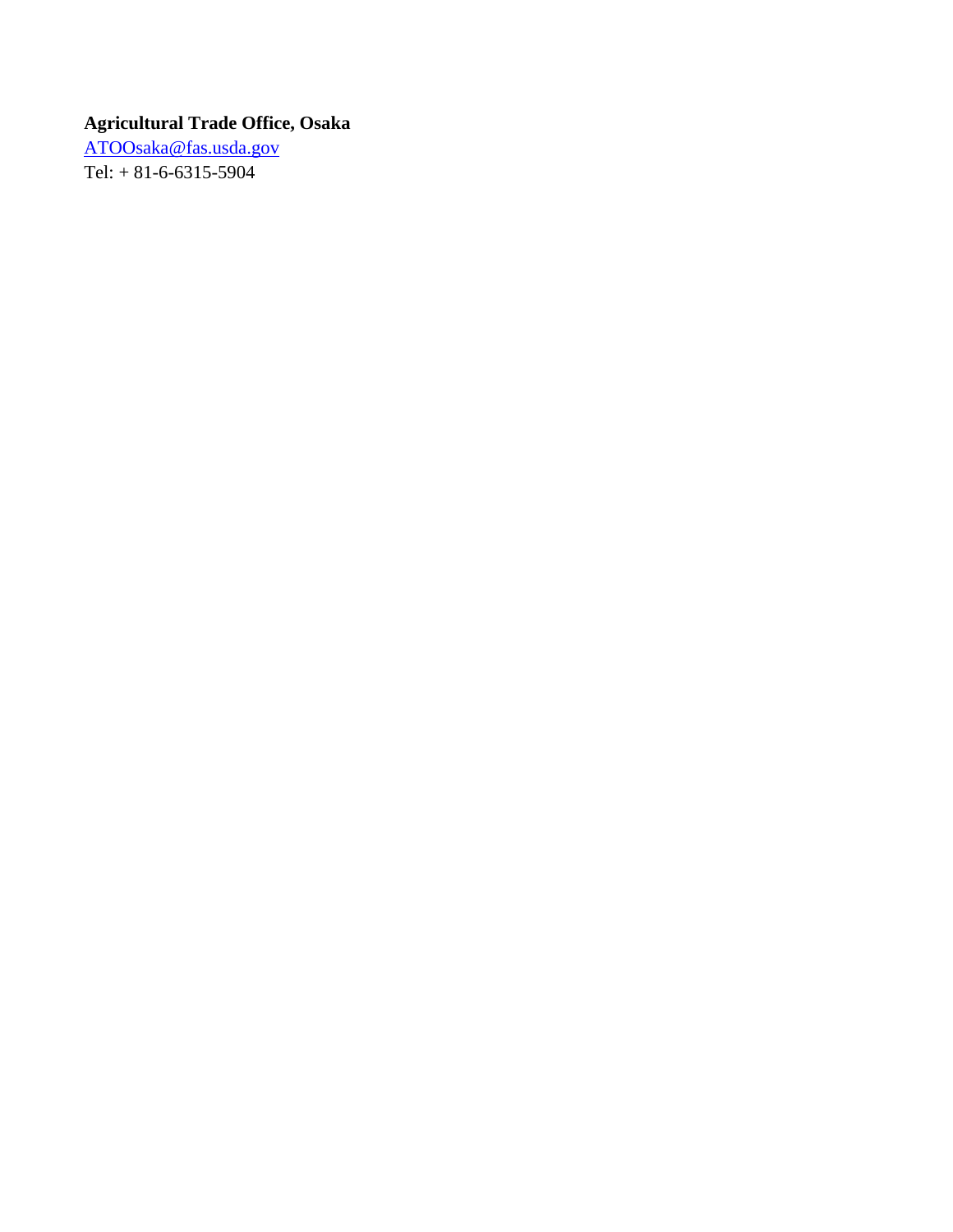**Agricultural Trade Office, Osaka**
ATOOsaka@fas.usda.gov
Tel: + 81-6-6315-5904